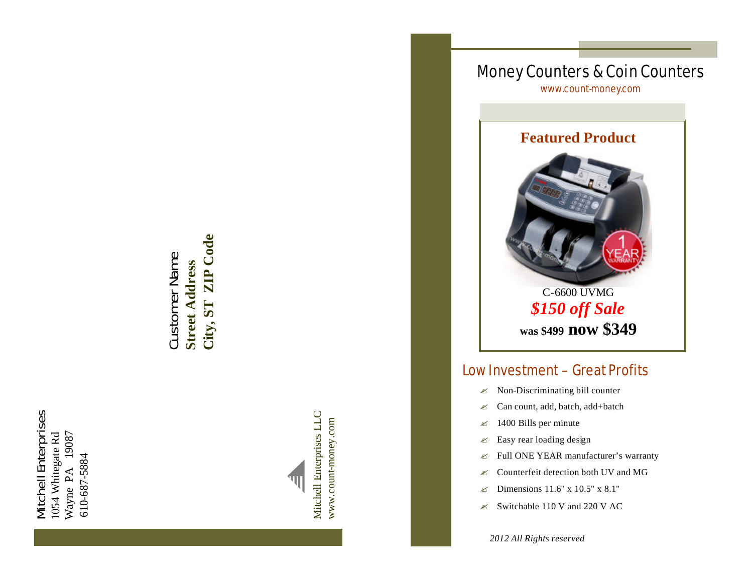Mitchell Enterprises
1054 Whitegate Rd
Wayne PA 19087
610-687-5884

Customer Name
**Street Address**
**City, ST ZIP Code**

Mitchell Enterprises LLC
www.count-money.com

# Money Counters & Coin Counters

www.count-money.com

## Featured Product

C-6600 UVMG

***$150 off Sale***

**was $499 now $349**

## Low Investment – Great Profits

- Non-Discriminating bill counter
- Can count, add, batch, add+batch
- 1400 Bills per minute
- Easy rear loading design
- Full ONE YEAR manufacturer's warranty
- Counterfeit detection both UV and MG
- Dimensions 11.6" x 10.5" x 8.1"
- Switchable 110 V and 220 V AC

*2012 All Rights reserved*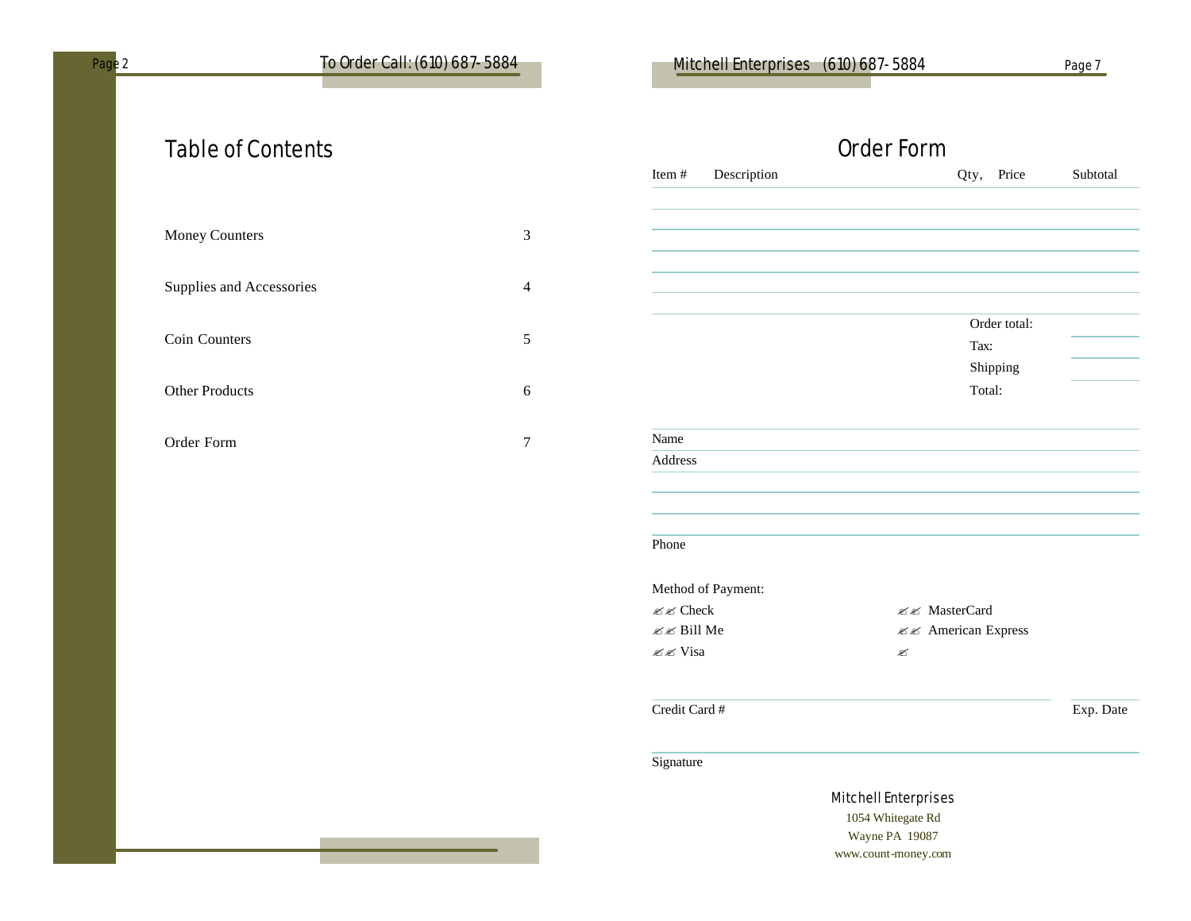# Table of Contents

| | |
|---|---|
| Money Counters | 3 |
| Supplies and Accessories | 4 |
| Coin Counters | 5 |
| Other Products | 6 |
| Order Form | 7 |

# Order Form

| Item # | Description | Qty, | Price | Subtotal |
|---|---|---|---|---|
| | | | | |
| | | | | |
| | | | | |
| | | | | |
| | | | | |
| | | | | |

Order total:

Tax:

Shipping

Total:

Name

Address

Phone

Method of Payment:

✍✍ Check
✍✍ Bill Me
✍✍ Visa
✍✍ MasterCard
✍✍ American Express
✍

Credit Card #

Exp. Date

Signature

Mitchell Enterprises
1054 Whitegate Rd
Wayne PA 19087
www.count-money.com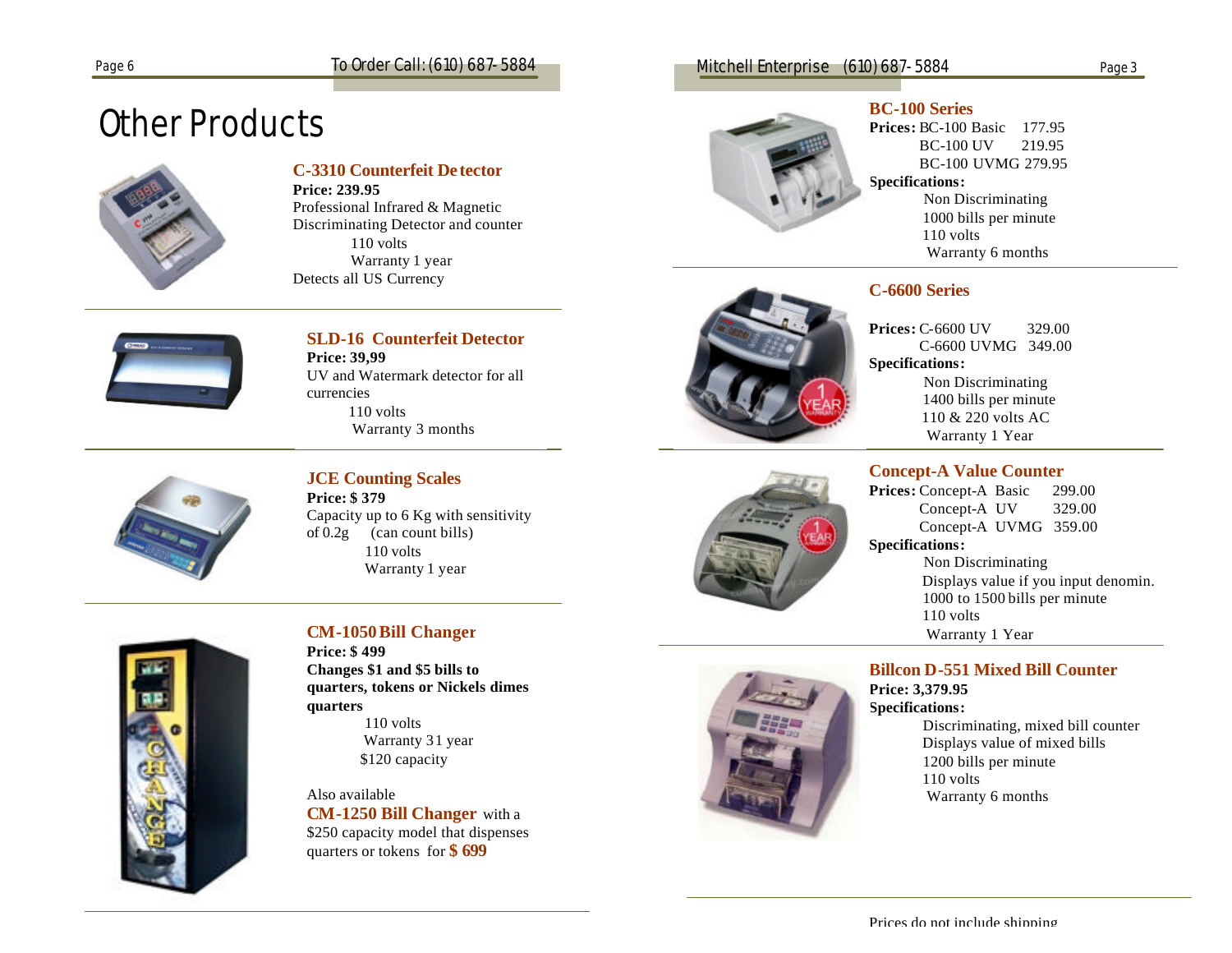# Other Products

### C-3310 Counterfeit Detector

**Price: 239.95**

Professional Infrared & Magnetic Discriminating Detector and counter

110 volts

Warranty 1 year

Detects all US Currency

### SLD-16 Counterfeit Detector

**Price: 39,99**

UV and Watermark detector for all currencies

110 volts

Warranty 3 months

### JCE Counting Scales

**Price: $ 379**

Capacity up to 6 Kg with sensitivity of 0.2g (can count bills)

110 volts

Warranty 1 year

### CM-1050 Bill Changer

**Price: $ 499**

**Changes $1 and $5 bills to quarters, tokens or Nickels dimes quarters**

110 volts

Warranty 31 year

$120 capacity

Also available

**CM-1250 Bill Changer** with a $250 capacity model that dispenses quarters or tokens for **$ 699**

### BC-100 Series

**Prices:** BC-100 Basic 177.95

BC-100 UV 219.95

BC-100 UVMG 279.95

**Specifications:**

Non Discriminating

1000 bills per minute

110 volts

Warranty 6 months

### C-6600 Series

**Prices:** C-6600 UV 329.00

C-6600 UVMG 349.00

**Specifications:**

Non Discriminating

1400 bills per minute

110 & 220 volts AC

Warranty 1 Year

### Concept-A Value Counter

**Prices:** Concept-A Basic 299.00

Concept-A UV 329.00

Concept-A UVMG 359.00

**Specifications:**

Non Discriminating

Displays value if you input denomin.

1000 to 1500 bills per minute

110 volts

Warranty 1 Year

### Billcon D-551 Mixed Bill Counter

**Price: 3,379.95**

**Specifications:**

Discriminating, mixed bill counter

Displays value of mixed bills

1200 bills per minute

110 volts

Warranty 6 months

Prices do not include shipping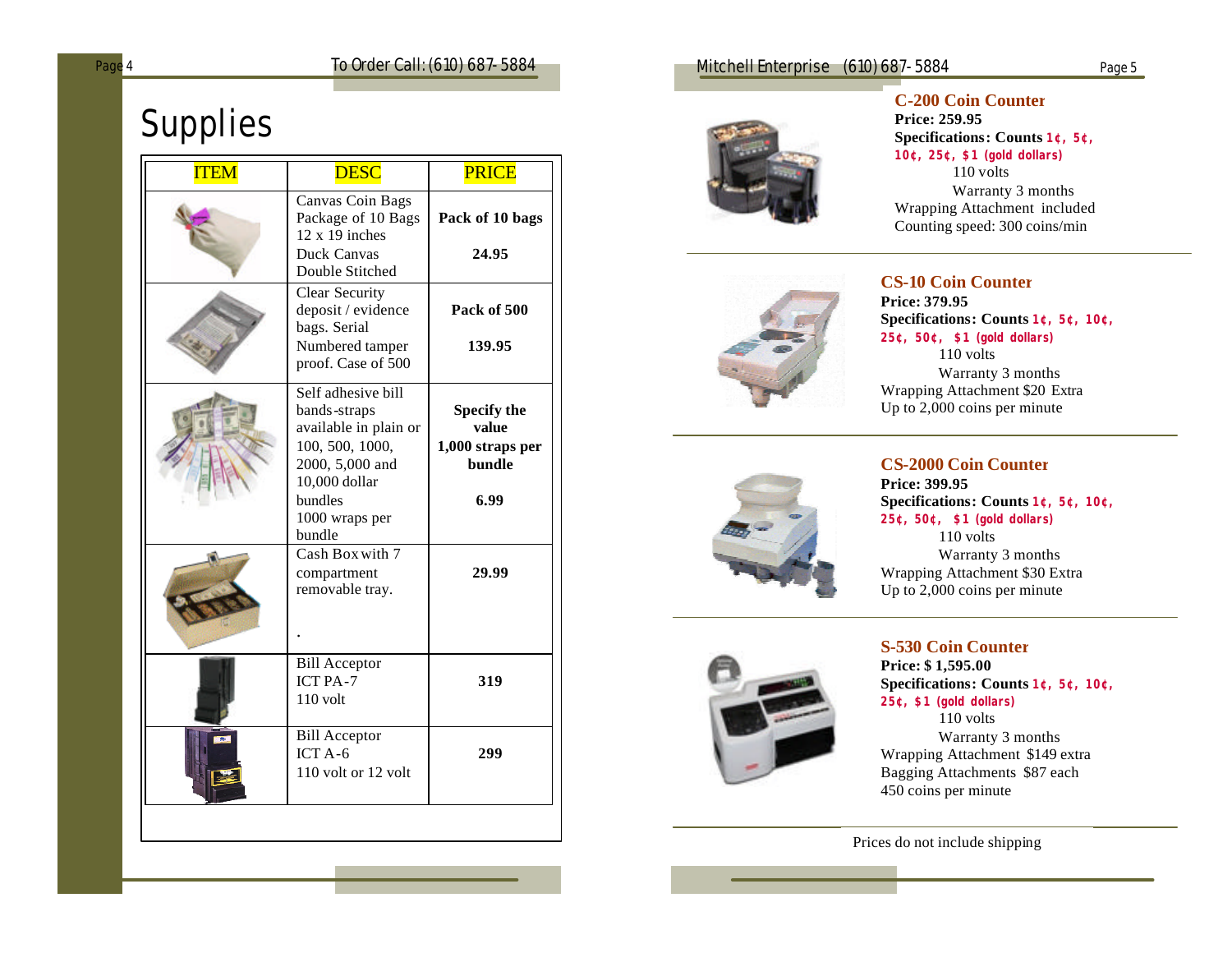# Supplies

| ITEM | DESC | PRICE |
|---|---|---|
| | Canvas Coin Bags Package of 10 Bags 12 x 19 inches Duck Canvas Double Stitched | **Pack of 10 bags** **24.95** |
| | Clear Security deposit / evidence bags. Serial Numbered tamper proof. Case of 500 | **Pack of 500** **139.95** |
| | Self adhesive bill bands-straps available in plain or 100, 500, 1000, 2000, 5,000 and 10,000 dollar bundles 1000 wraps per bundle | **Specify the value 1,000 straps per bundle** **6.99** |
| | Cash Box with 7 compartment removable tray. . | **29.99** |
| | Bill Acceptor ICT PA-7 110 volt | **319** |
| | Bill Acceptor ICT A-6 110 volt or 12 volt | **299** |

Mitchell Enterprise (610) 687-5884

### C-200 Coin Counter

**Price: 259.95**
**Specifications: Counts 1¢, 5¢, 10¢, 25¢, $1 (gold dollars)**
110 volts
Warranty 3 months
Wrapping Attachment included
Counting speed: 300 coins/min

### CS-10 Coin Counter

**Price: 379.95**
**Specifications: Counts 1¢, 5¢, 10¢, 25¢, 50¢, $1 (gold dollars)**
110 volts
Warranty 3 months
Wrapping Attachment $20 Extra
Up to 2,000 coins per minute

### CS-2000 Coin Counter

**Price: 399.95**
**Specifications: Counts 1¢, 5¢, 10¢, 25¢, 50¢, $1 (gold dollars)**
110 volts
Warranty 3 months
Wrapping Attachment $30 Extra
Up to 2,000 coins per minute

### S-530 Coin Counter

**Price: $ 1,595.00**
**Specifications: Counts 1¢, 5¢, 10¢, 25¢, $1 (gold dollars)**
110 volts
Warranty 3 months
Wrapping Attachment $149 extra
Bagging Attachments $87 each
450 coins per minute

Prices do not include shipping